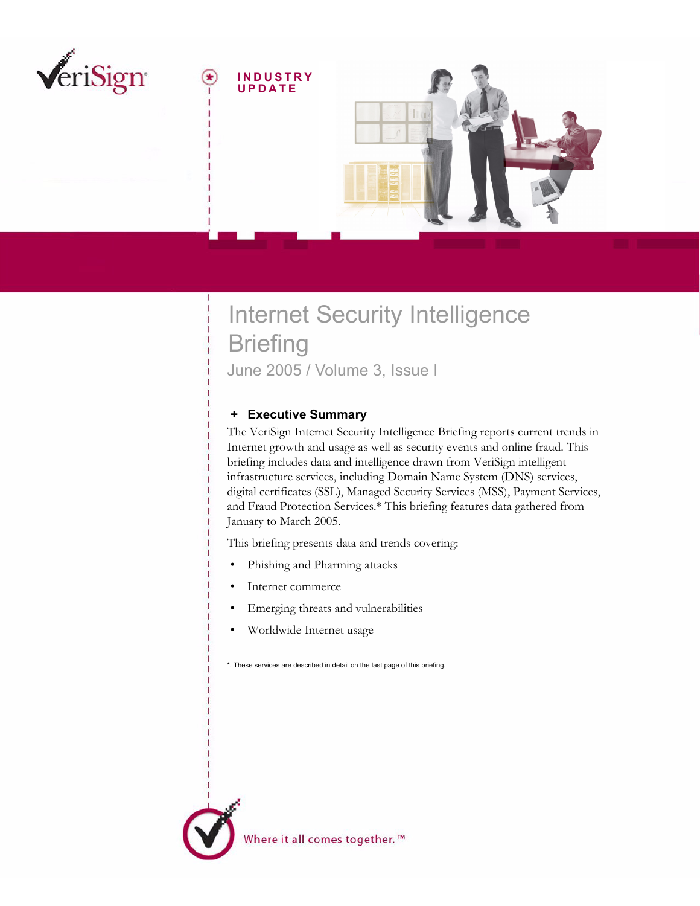VeriSign

INDUSTRY UPDATE

# Internet Security Intelligence Briefing

June 2005 / Volume 3, Issue I

## + Executive Summary

The VeriSign Internet Security Intelligence Briefing reports current trends in Internet growth and usage as well as security events and online fraud. This briefing includes data and intelligence drawn from VeriSign intelligent infrastructure services, including Domain Name System (DNS) services, digital certificates (SSL), Managed Security Services (MSS), Payment Services, and Fraud Protection Services.* This briefing features data gathered from January to March 2005.

This briefing presents data and trends covering:

- Phishing and Pharming attacks
- Internet commerce
- Emerging threats and vulnerabilities
- Worldwide Internet usage

*. These services are described in detail on the last page of this briefing.

Where it all comes together.™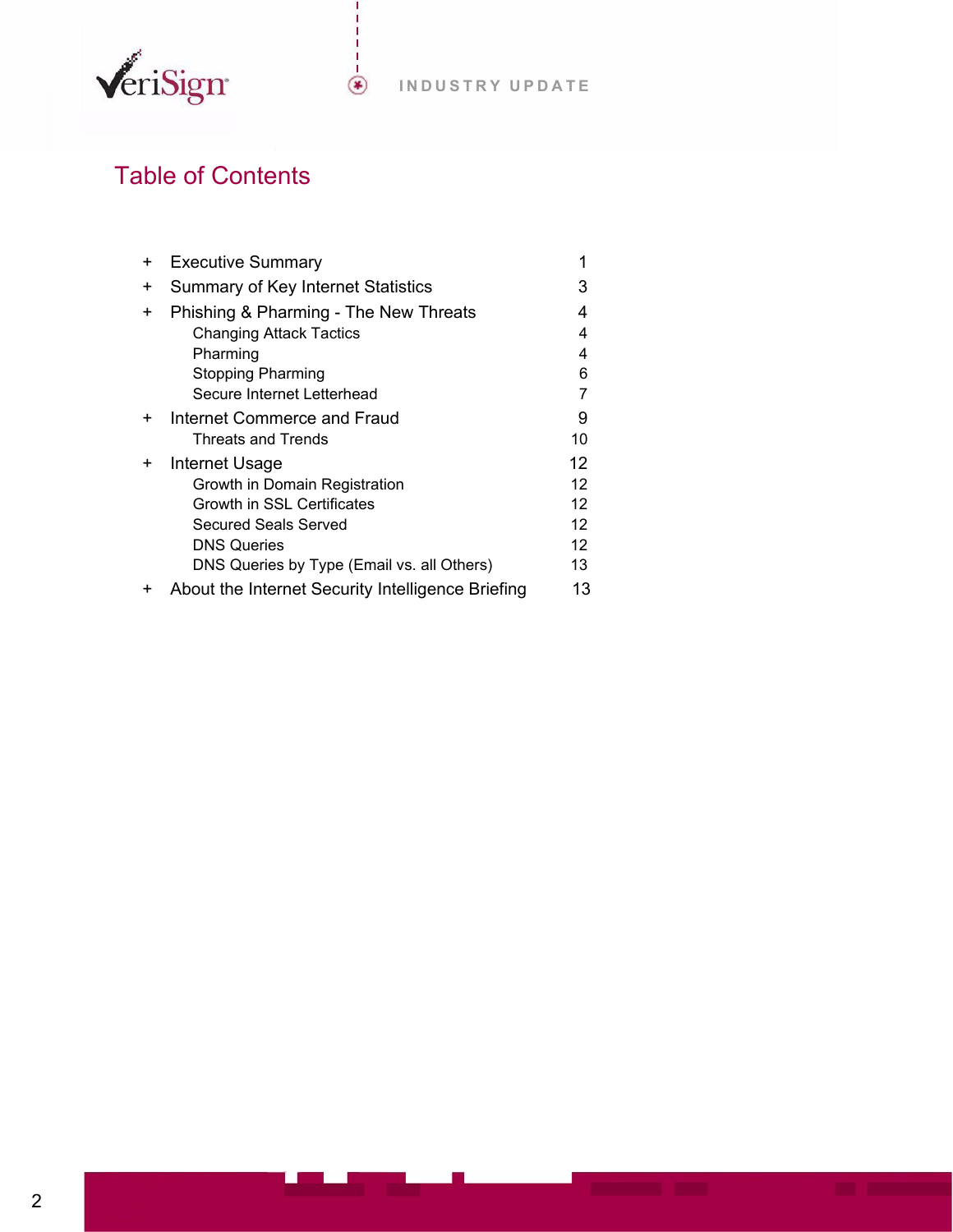# Table of Contents

| | | |
|---|---|---|
| + | Executive Summary | 1 |
| + | Summary of Key Internet Statistics | 3 |
| + | Phishing & Pharming - The New Threats | 4 |
| | Changing Attack Tactics | 4 |
| | Pharming | 4 |
| | Stopping Pharming | 6 |
| | Secure Internet Letterhead | 7 |
| + | Internet Commerce and Fraud | 9 |
| | Threats and Trends | 10 |
| + | Internet Usage | 12 |
| | Growth in Domain Registration | 12 |
| | Growth in SSL Certificates | 12 |
| | Secured Seals Served | 12 |
| | DNS Queries | 12 |
| | DNS Queries by Type (Email vs. all Others) | 13 |
| + | About the Internet Security Intelligence Briefing | 13 |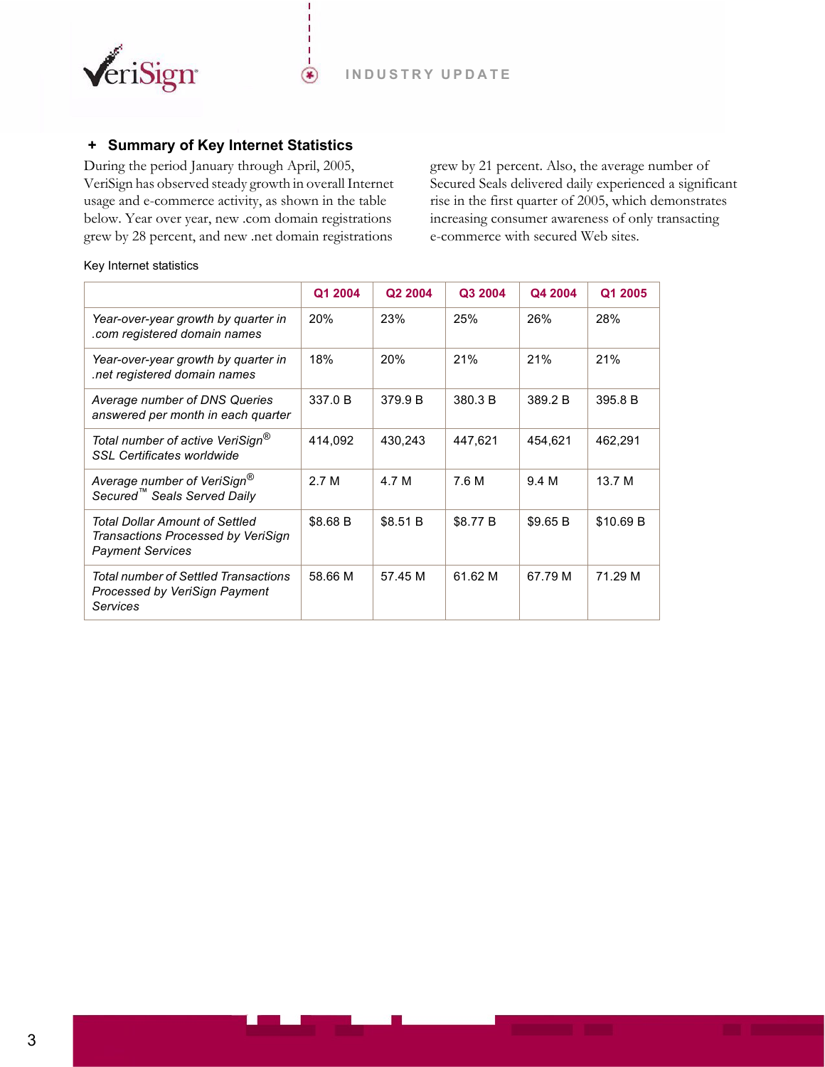## + Summary of Key Internet Statistics

During the period January through April, 2005, VeriSign has observed steady growth in overall Internet usage and e-commerce activity, as shown in the table below. Year over year, new .com domain registrations grew by 28 percent, and new .net domain registrations grew by 21 percent. Also, the average number of Secured Seals delivered daily experienced a significant rise in the first quarter of 2005, which demonstrates increasing consumer awareness of only transacting e-commerce with secured Web sites.

Key Internet statistics

| | Q1 2004 | Q2 2004 | Q3 2004 | Q4 2004 | Q1 2005 |
|---|---|---|---|---|---|
| *Year-over-year growth by quarter in .com registered domain names* | 20% | 23% | 25% | 26% | 28% |
| *Year-over-year growth by quarter in .net registered domain names* | 18% | 20% | 21% | 21% | 21% |
| *Average number of DNS Queries answered per month in each quarter* | 337.0 B | 379.9 B | 380.3 B | 389.2 B | 395.8 B |
| *Total number of active VeriSign® SSL Certificates worldwide* | 414,092 | 430,243 | 447,621 | 454,621 | 462,291 |
| *Average number of VeriSign® Secured™ Seals Served Daily* | 2.7 M | 4.7 M | 7.6 M | 9.4 M | 13.7 M |
| *Total Dollar Amount of Settled Transactions Processed by VeriSign Payment Services* | $8.68 B | $8.51 B | $8.77 B | $9.65 B | $10.69 B |
| *Total number of Settled Transactions Processed by VeriSign Payment Services* | 58.66 M | 57.45 M | 61.62 M | 67.79 M | 71.29 M |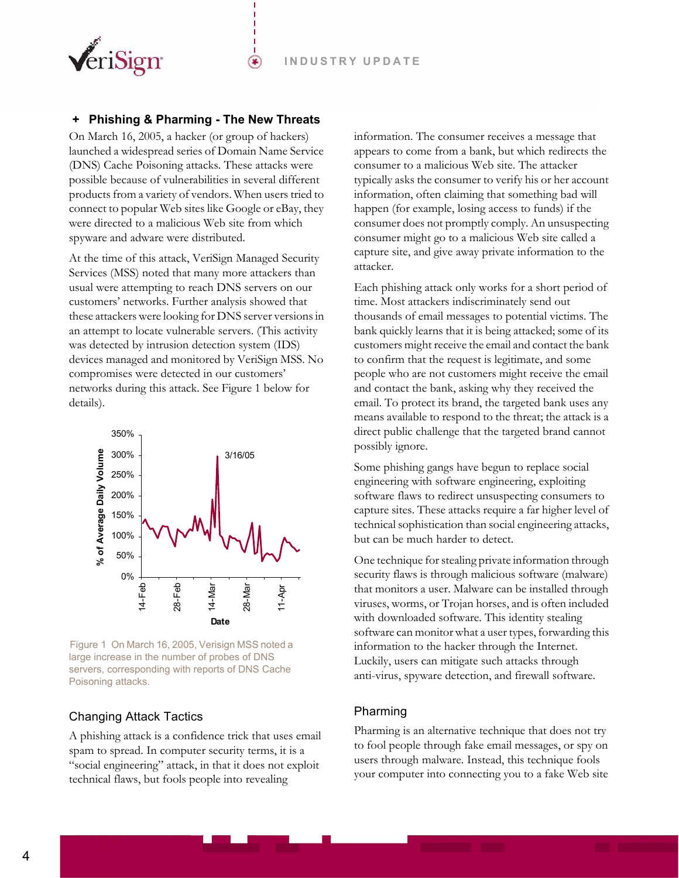## + Phishing & Pharming - The New Threats

On March 16, 2005, a hacker (or group of hackers) launched a widespread series of Domain Name Service (DNS) Cache Poisoning attacks. These attacks were possible because of vulnerabilities in several different products from a variety of vendors. When users tried to connect to popular Web sites like Google or eBay, they were directed to a malicious Web site from which spyware and adware were distributed.

At the time of this attack, VeriSign Managed Security Services (MSS) noted that many more attackers than usual were attempting to reach DNS servers on our customers' networks. Further analysis showed that these attackers were looking for DNS server versions in an attempt to locate vulnerable servers. (This activity was detected by intrusion detection system (IDS) devices managed and monitored by VeriSign MSS. No compromises were detected in our customers' networks during this attack. See Figure 1 below for details).

Figure 1 On March 16, 2005, Verisign MSS noted a large increase in the number of probes of DNS servers, corresponding with reports of DNS Cache Poisoning attacks.

### Changing Attack Tactics

A phishing attack is a confidence trick that uses email spam to spread. In computer security terms, it is a "social engineering" attack, in that it does not exploit technical flaws, but fools people into revealing information. The consumer receives a message that appears to come from a bank, but which redirects the consumer to a malicious Web site. The attacker typically asks the consumer to verify his or her account information, often claiming that something bad will happen (for example, losing access to funds) if the consumer does not promptly comply. An unsuspecting consumer might go to a malicious Web site called a capture site, and give away private information to the attacker.

Each phishing attack only works for a short period of time. Most attackers indiscriminately send out thousands of email messages to potential victims. The bank quickly learns that it is being attacked; some of its customers might receive the email and contact the bank to confirm that the request is legitimate, and some people who are not customers might receive the email and contact the bank, asking why they received the email. To protect its brand, the targeted bank uses any means available to respond to the threat; the attack is a direct public challenge that the targeted brand cannot possibly ignore.

Some phishing gangs have begun to replace social engineering with software engineering, exploiting software flaws to redirect unsuspecting consumers to capture sites. These attacks require a far higher level of technical sophistication than social engineering attacks, but can be much harder to detect.

One technique for stealing private information through security flaws is through malicious software (malware) that monitors a user. Malware can be installed through viruses, worms, or Trojan horses, and is often included with downloaded software. This identity stealing software can monitor what a user types, forwarding this information to the hacker through the Internet. Luckily, users can mitigate such attacks through anti-virus, spyware detection, and firewall software.

### Pharming

Pharming is an alternative technique that does not try to fool people through fake email messages, or spy on users through malware. Instead, this technique fools your computer into connecting you to a fake Web site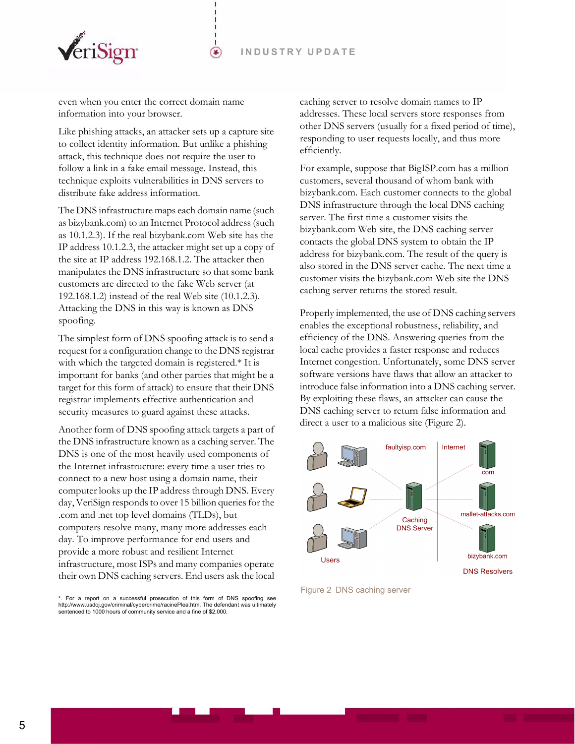even when you enter the correct domain name information into your browser.

Like phishing attacks, an attacker sets up a capture site to collect identity information. But unlike a phishing attack, this technique does not require the user to follow a link in a fake email message. Instead, this technique exploits vulnerabilities in DNS servers to distribute fake address information.

The DNS infrastructure maps each domain name (such as bizybank.com) to an Internet Protocol address (such as 10.1.2.3). If the real bizybank.com Web site has the IP address 10.1.2.3, the attacker might set up a copy of the site at IP address 192.168.1.2. The attacker then manipulates the DNS infrastructure so that some bank customers are directed to the fake Web server (at 192.168.1.2) instead of the real Web site (10.1.2.3). Attacking the DNS in this way is known as DNS spoofing.

The simplest form of DNS spoofing attack is to send a request for a configuration change to the DNS registrar with which the targeted domain is registered.* It is important for banks (and other parties that might be a target for this form of attack) to ensure that their DNS registrar implements effective authentication and security measures to guard against these attacks.

Another form of DNS spoofing attack targets a part of the DNS infrastructure known as a caching server. The DNS is one of the most heavily used components of the Internet infrastructure: every time a user tries to connect to a new host using a domain name, their computer looks up the IP address through DNS. Every day, VeriSign responds to over 15 billion queries for the .com and .net top level domains (TLDs), but computers resolve many, many more addresses each day. To improve performance for end users and provide a more robust and resilient Internet infrastructure, most ISPs and many companies operate their own DNS caching servers. End users ask the local caching server to resolve domain names to IP addresses. These local servers store responses from other DNS servers (usually for a fixed period of time), responding to user requests locally, and thus more efficiently.

For example, suppose that BigISP.com has a million customers, several thousand of whom bank with bizybank.com. Each customer connects to the global DNS infrastructure through the local DNS caching server. The first time a customer visits the bizybank.com Web site, the DNS caching server contacts the global DNS system to obtain the IP address for bizybank.com. The result of the query is also stored in the DNS server cache. The next time a customer visits the bizybank.com Web site the DNS caching server returns the stored result.

Properly implemented, the use of DNS caching servers enables the exceptional robustness, reliability, and efficiency of the DNS. Answering queries from the local cache provides a faster response and reduces Internet congestion. Unfortunately, some DNS server software versions have flaws that allow an attacker to introduce false information into a DNS caching server. By exploiting these flaws, an attacker can cause the DNS caching server to return false information and direct a user to a malicious site (Figure 2).

Figure 2 DNS caching server

*. For a report on a successful prosecution of this form of DNS spoofing see http://www.usdoj.gov/criminal/cybercrime/racinePlea.htm. The defendant was ultimately sentenced to 1000 hours of community service and a fine of $2,000.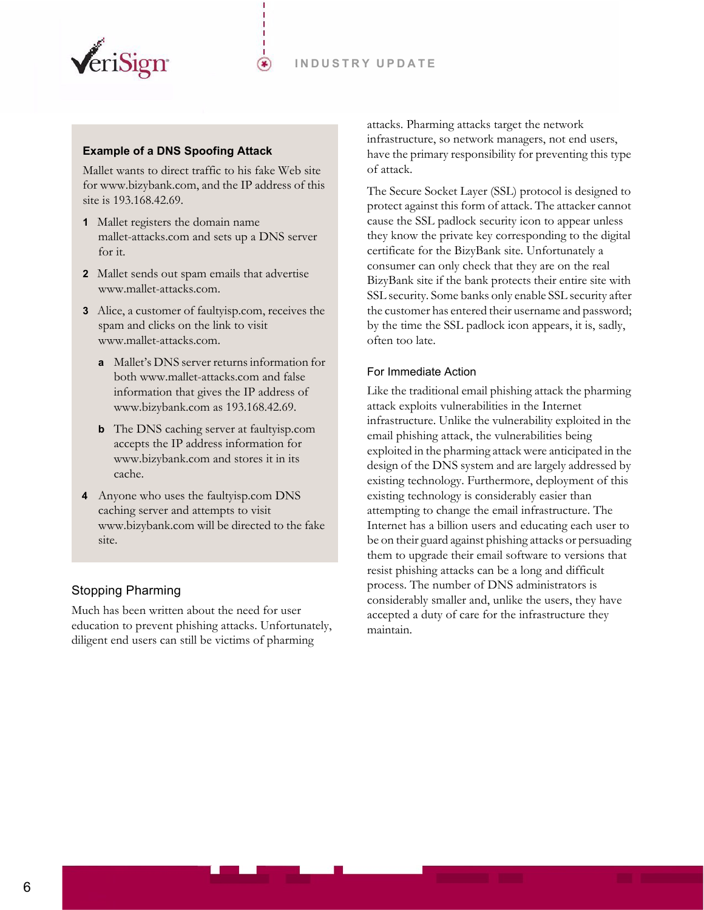### Example of a DNS Spoofing Attack

Mallet wants to direct traffic to his fake Web site for www.bizybank.com, and the IP address of this site is 193.168.42.69.

1. Mallet registers the domain name mallet-attacks.com and sets up a DNS server for it.
2. Mallet sends out spam emails that advertise www.mallet-attacks.com.
3. Alice, a customer of faultyisp.com, receives the spam and clicks on the link to visit www.mallet-attacks.com.
   a. Mallet's DNS server returns information for both www.mallet-attacks.com and false information that gives the IP address of www.bizybank.com as 193.168.42.69.
   b. The DNS caching server at faultyisp.com accepts the IP address information for www.bizybank.com and stores it in its cache.
4. Anyone who uses the faultyisp.com DNS caching server and attempts to visit www.bizybank.com will be directed to the fake site.

## Stopping Pharming

Much has been written about the need for user education to prevent phishing attacks. Unfortunately, diligent end users can still be victims of pharming attacks. Pharming attacks target the network infrastructure, so network managers, not end users, have the primary responsibility for preventing this type of attack.

The Secure Socket Layer (SSL) protocol is designed to protect against this form of attack. The attacker cannot cause the SSL padlock security icon to appear unless they know the private key corresponding to the digital certificate for the BizyBank site. Unfortunately a consumer can only check that they are on the real BizyBank site if the bank protects their entire site with SSL security. Some banks only enable SSL security after the customer has entered their username and password; by the time the SSL padlock icon appears, it is, sadly, often too late.

## For Immediate Action

Like the traditional email phishing attack the pharming attack exploits vulnerabilities in the Internet infrastructure. Unlike the vulnerability exploited in the email phishing attack, the vulnerabilities being exploited in the pharming attack were anticipated in the design of the DNS system and are largely addressed by existing technology. Furthermore, deployment of this existing technology is considerably easier than attempting to change the email infrastructure. The Internet has a billion users and educating each user to be on their guard against phishing attacks or persuading them to upgrade their email software to versions that resist phishing attacks can be a long and difficult process. The number of DNS administrators is considerably smaller and, unlike the users, they have accepted a duty of care for the infrastructure they maintain.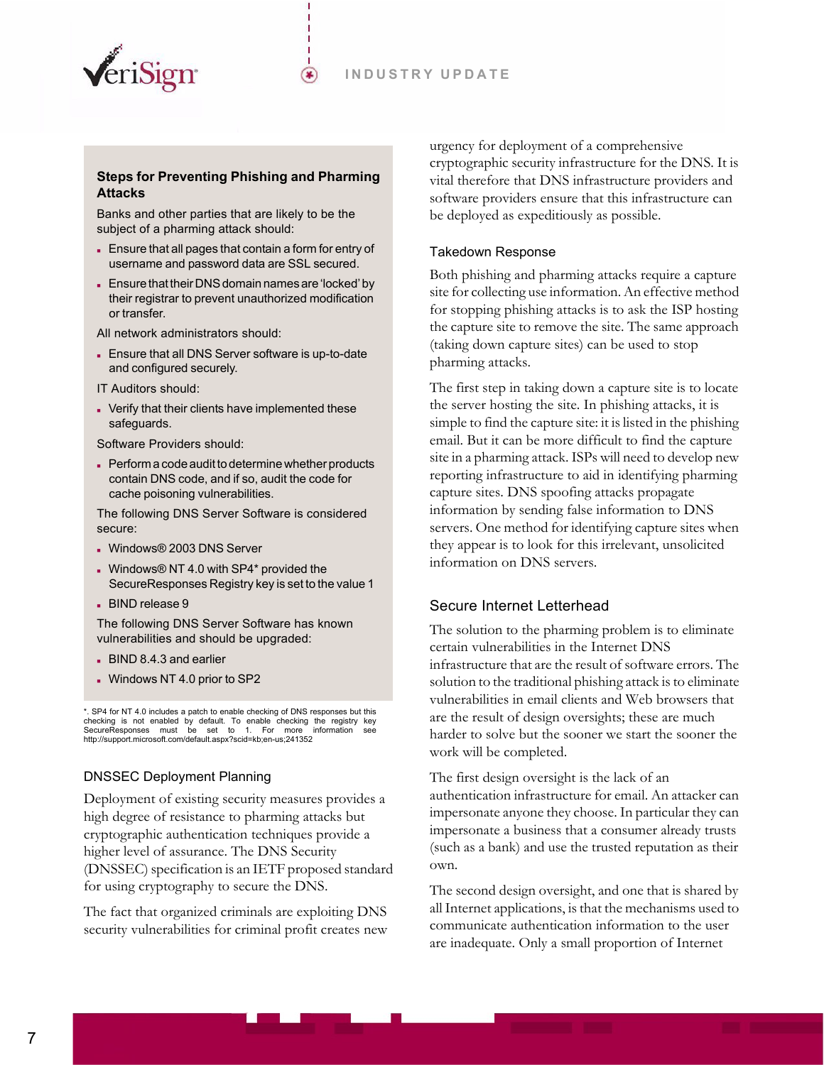### Steps for Preventing Phishing and Pharming Attacks

Banks and other parties that are likely to be the subject of a pharming attack should:

- Ensure that all pages that contain a form for entry of username and password data are SSL secured.
- Ensure that their DNS domain names are 'locked' by their registrar to prevent unauthorized modification or transfer.

All network administrators should:

- Ensure that all DNS Server software is up-to-date and configured securely.

IT Auditors should:

- Verify that their clients have implemented these safeguards.

Software Providers should:

- Perform a code audit to determine whether products contain DNS code, and if so, audit the code for cache poisoning vulnerabilities.

The following DNS Server Software is considered secure:

- Windows® 2003 DNS Server
- Windows® NT 4.0 with SP4* provided the SecureResponses Registry key is set to the value 1
- BIND release 9

The following DNS Server Software has known vulnerabilities and should be upgraded:

- BIND 8.4.3 and earlier
- Windows NT 4.0 prior to SP2

*. SP4 for NT 4.0 includes a patch to enable checking of DNS responses but this checking is not enabled by default. To enable checking the registry key SecureResponses must be set to 1. For more information see http://support.microsoft.com/default.aspx?scid=kb;en-us;241352

## DNSSEC Deployment Planning

Deployment of existing security measures provides a high degree of resistance to pharming attacks but cryptographic authentication techniques provide a higher level of assurance. The DNS Security (DNSSEC) specification is an IETF proposed standard for using cryptography to secure the DNS.

The fact that organized criminals are exploiting DNS security vulnerabilities for criminal profit creates new urgency for deployment of a comprehensive cryptographic security infrastructure for the DNS. It is vital therefore that DNS infrastructure providers and software providers ensure that this infrastructure can be deployed as expeditiously as possible.

## Takedown Response

Both phishing and pharming attacks require a capture site for collecting use information. An effective method for stopping phishing attacks is to ask the ISP hosting the capture site to remove the site. The same approach (taking down capture sites) can be used to stop pharming attacks.

The first step in taking down a capture site is to locate the server hosting the site. In phishing attacks, it is simple to find the capture site: it is listed in the phishing email. But it can be more difficult to find the capture site in a pharming attack. ISPs will need to develop new reporting infrastructure to aid in identifying pharming capture sites. DNS spoofing attacks propagate information by sending false information to DNS servers. One method for identifying capture sites when they appear is to look for this irrelevant, unsolicited information on DNS servers.

## Secure Internet Letterhead

The solution to the pharming problem is to eliminate certain vulnerabilities in the Internet DNS infrastructure that are the result of software errors. The solution to the traditional phishing attack is to eliminate vulnerabilities in email clients and Web browsers that are the result of design oversights; these are much harder to solve but the sooner we start the sooner the work will be completed.

The first design oversight is the lack of an authentication infrastructure for email. An attacker can impersonate anyone they choose. In particular they can impersonate a business that a consumer already trusts (such as a bank) and use the trusted reputation as their own.

The second design oversight, and one that is shared by all Internet applications, is that the mechanisms used to communicate authentication information to the user are inadequate. Only a small proportion of Internet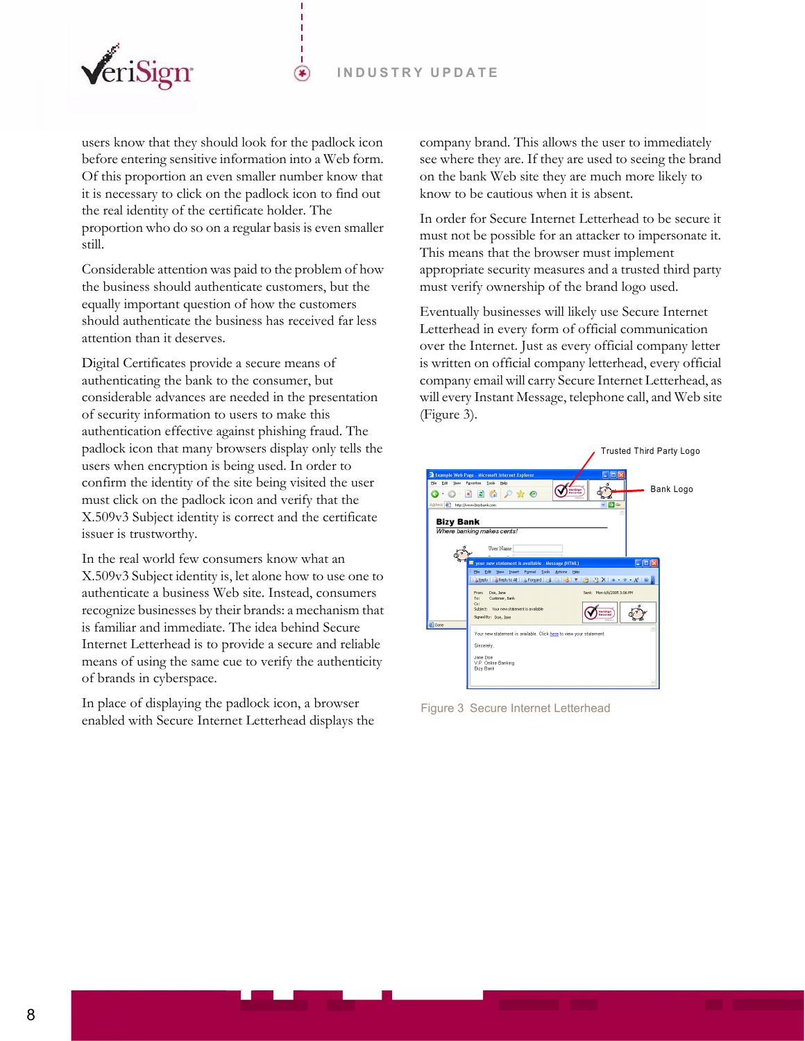users know that they should look for the padlock icon before entering sensitive information into a Web form. Of this proportion an even smaller number know that it is necessary to click on the padlock icon to find out the real identity of the certificate holder. The proportion who do so on a regular basis is even smaller still.

Considerable attention was paid to the problem of how the business should authenticate customers, but the equally important question of how the customers should authenticate the business has received far less attention than it deserves.

Digital Certificates provide a secure means of authenticating the bank to the consumer, but considerable advances are needed in the presentation of security information to users to make this authentication effective against phishing fraud. The padlock icon that many browsers display only tells the users when encryption is being used. In order to confirm the identity of the site being visited the user must click on the padlock icon and verify that the X.509v3 Subject identity is correct and the certificate issuer is trustworthy.

In the real world few consumers know what an X.509v3 Subject identity is, let alone how to use one to authenticate a business Web site. Instead, consumers recognize businesses by their brands: a mechanism that is familiar and immediate. The idea behind Secure Internet Letterhead is to provide a secure and reliable means of using the same cue to verify the authenticity of brands in cyberspace.

In place of displaying the padlock icon, a browser enabled with Secure Internet Letterhead displays the company brand. This allows the user to immediately see where they are. If they are used to seeing the brand on the bank Web site they are much more likely to know to be cautious when it is absent.

In order for Secure Internet Letterhead to be secure it must not be possible for an attacker to impersonate it. This means that the browser must implement appropriate security measures and a trusted third party must verify ownership of the brand logo used.

Eventually businesses will likely use Secure Internet Letterhead in every form of official communication over the Internet. Just as every official company letter is written on official company letterhead, every official company email will carry Secure Internet Letterhead, as will every Instant Message, telephone call, and Web site (Figure 3).

Figure 3 Secure Internet Letterhead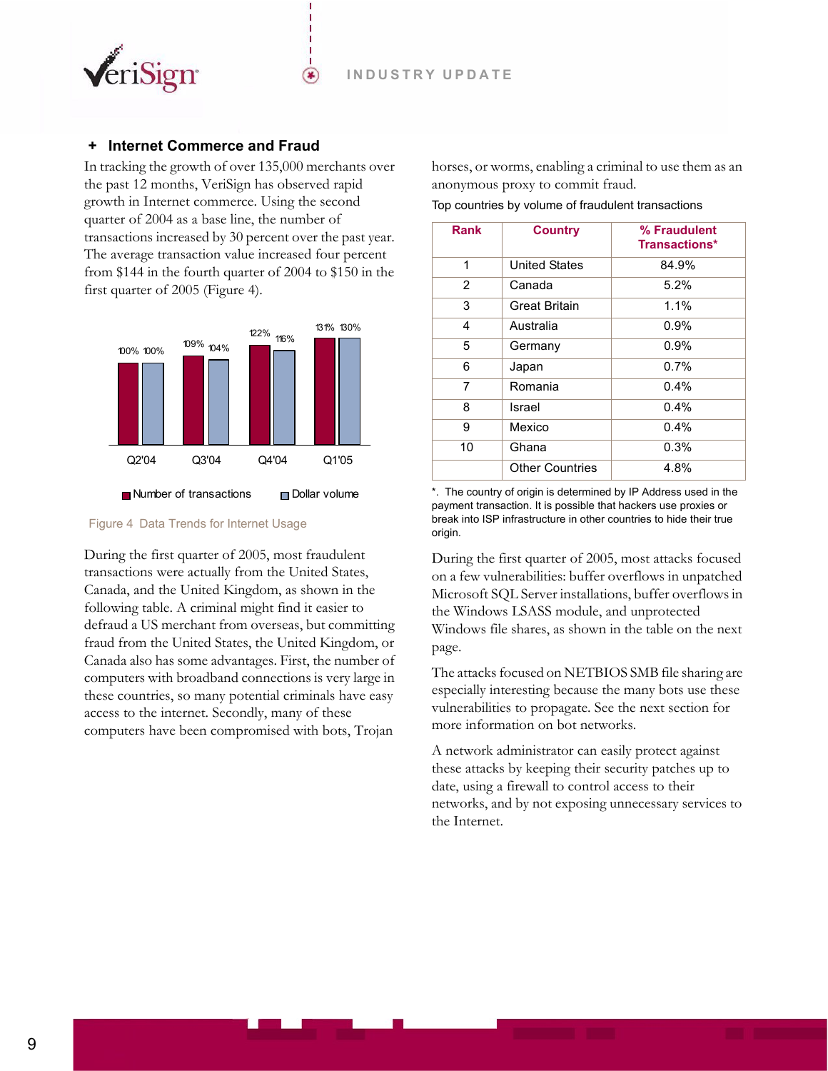## + Internet Commerce and Fraud

In tracking the growth of over 135,000 merchants over the past 12 months, VeriSign has observed rapid growth in Internet commerce. Using the second quarter of 2004 as a base line, the number of transactions increased by 30 percent over the past year. The average transaction value increased four percent from $144 in the fourth quarter of 2004 to $150 in the first quarter of 2005 (Figure 4).

| | Q2'04 | Q3'04 | Q4'04 | Q1'05 |
|---|---|---|---|---|
| Number of transactions | 100% | 109% | 122% | 131% |
| Dollar volume | 100% | 104% | 116% | 130% |

Figure 4 Data Trends for Internet Usage

During the first quarter of 2005, most fraudulent transactions were actually from the United States, Canada, and the United Kingdom, as shown in the following table. A criminal might find it easier to defraud a US merchant from overseas, but committing fraud from the United States, the United Kingdom, or Canada also has some advantages. First, the number of computers with broadband connections is very large in these countries, so many potential criminals have easy access to the internet. Secondly, many of these computers have been compromised with bots, Trojan horses, or worms, enabling a criminal to use them as an anonymous proxy to commit fraud.

Top countries by volume of fraudulent transactions

| Rank | Country | % Fraudulent Transactions* |
|---|---|---|
| 1 | United States | 84.9% |
| 2 | Canada | 5.2% |
| 3 | Great Britain | 1.1% |
| 4 | Australia | 0.9% |
| 5 | Germany | 0.9% |
| 6 | Japan | 0.7% |
| 7 | Romania | 0.4% |
| 8 | Israel | 0.4% |
| 9 | Mexico | 0.4% |
| 10 | Ghana | 0.3% |
| | Other Countries | 4.8% |

*. The country of origin is determined by IP Address used in the payment transaction. It is possible that hackers use proxies or break into ISP infrastructure in other countries to hide their true origin.

During the first quarter of 2005, most attacks focused on a few vulnerabilities: buffer overflows in unpatched Microsoft SQL Server installations, buffer overflows in the Windows LSASS module, and unprotected Windows file shares, as shown in the table on the next page.

The attacks focused on NETBIOS SMB file sharing are especially interesting because the many bots use these vulnerabilities to propagate. See the next section for more information on bot networks.

A network administrator can easily protect against these attacks by keeping their security patches up to date, using a firewall to control access to their networks, and by not exposing unnecessary services to the Internet.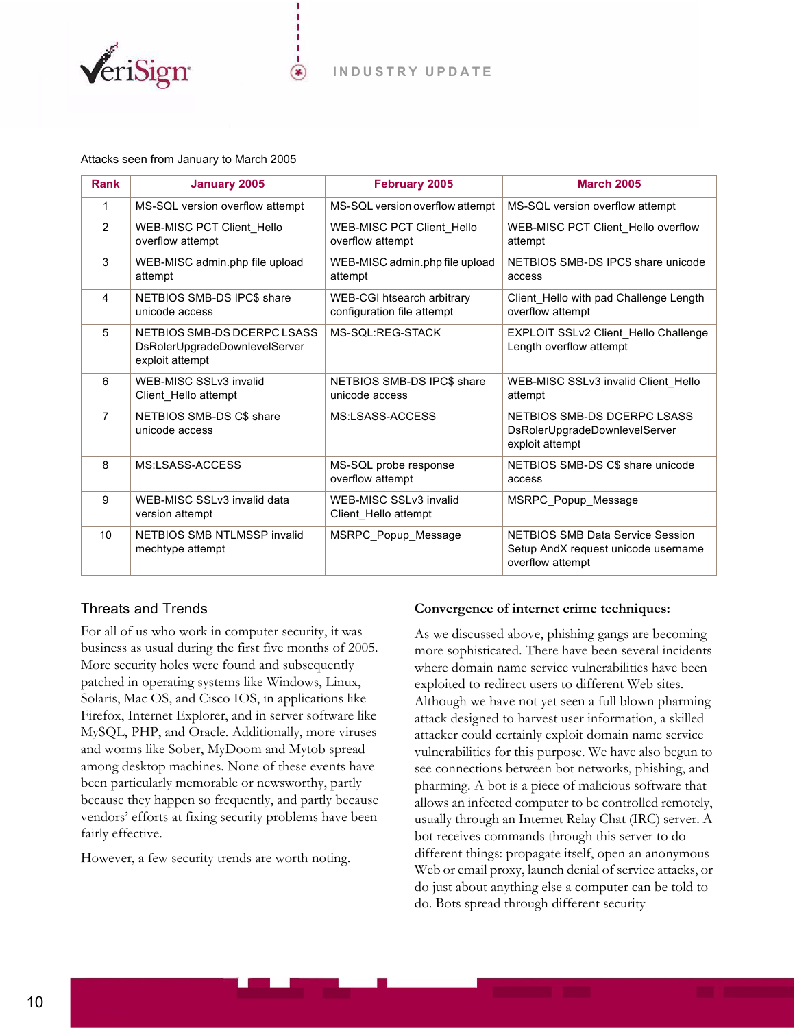Attacks seen from January to March 2005

| Rank | January 2005 | February 2005 | March 2005 |
|---|---|---|---|
| 1 | MS-SQL version overflow attempt | MS-SQL version overflow attempt | MS-SQL version overflow attempt |
| 2 | WEB-MISC PCT Client_Hello overflow attempt | WEB-MISC PCT Client_Hello overflow attempt | WEB-MISC PCT Client_Hello overflow attempt |
| 3 | WEB-MISC admin.php file upload attempt | WEB-MISC admin.php file upload attempt | NETBIOS SMB-DS IPC$ share unicode access |
| 4 | NETBIOS SMB-DS IPC$ share unicode access | WEB-CGI htsearch arbitrary configuration file attempt | Client_Hello with pad Challenge Length overflow attempt |
| 5 | NETBIOS SMB-DS DCERPC LSASS DsRolerUpgradeDownlevelServer exploit attempt | MS-SQL:REG-STACK | EXPLOIT SSLv2 Client_Hello Challenge Length overflow attempt |
| 6 | WEB-MISC SSLv3 invalid Client_Hello attempt | NETBIOS SMB-DS IPC$ share unicode access | WEB-MISC SSLv3 invalid Client_Hello attempt |
| 7 | NETBIOS SMB-DS C$ share unicode access | MS:LSASS-ACCESS | NETBIOS SMB-DS DCERPC LSASS DsRolerUpgradeDownlevelServer exploit attempt |
| 8 | MS:LSASS-ACCESS | MS-SQL probe response overflow attempt | NETBIOS SMB-DS C$ share unicode access |
| 9 | WEB-MISC SSLv3 invalid data version attempt | WEB-MISC SSLv3 invalid Client_Hello attempt | MSRPC_Popup_Message |
| 10 | NETBIOS SMB NTLMSSP invalid mechtype attempt | MSRPC_Popup_Message | NETBIOS SMB Data Service Session Setup AndX request unicode username overflow attempt |

## Threats and Trends

For all of us who work in computer security, it was business as usual during the first five months of 2005. More security holes were found and subsequently patched in operating systems like Windows, Linux, Solaris, Mac OS, and Cisco IOS, in applications like Firefox, Internet Explorer, and in server software like MySQL, PHP, and Oracle. Additionally, more viruses and worms like Sober, MyDoom and Mytob spread among desktop machines. None of these events have been particularly memorable or newsworthy, partly because they happen so frequently, and partly because vendors' efforts at fixing security problems have been fairly effective.

However, a few security trends are worth noting.

### Convergence of internet crime techniques:

As we discussed above, phishing gangs are becoming more sophisticated. There have been several incidents where domain name service vulnerabilities have been exploited to redirect users to different Web sites. Although we have not yet seen a full blown pharming attack designed to harvest user information, a skilled attacker could certainly exploit domain name service vulnerabilities for this purpose. We have also begun to see connections between bot networks, phishing, and pharming. A bot is a piece of malicious software that allows an infected computer to be controlled remotely, usually through an Internet Relay Chat (IRC) server. A bot receives commands through this server to do different things: propagate itself, open an anonymous Web or email proxy, launch denial of service attacks, or do just about anything else a computer can be told to do. Bots spread through different security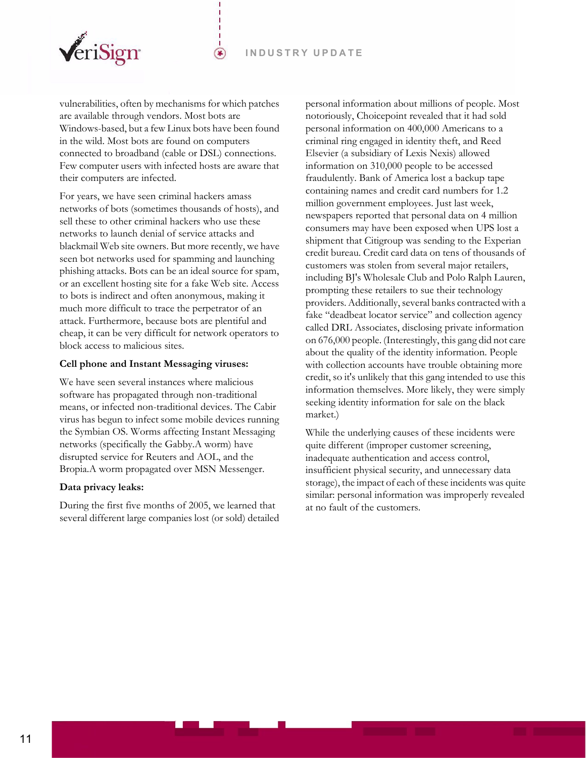vulnerabilities, often by mechanisms for which patches are available through vendors. Most bots are Windows-based, but a few Linux bots have been found in the wild. Most bots are found on computers connected to broadband (cable or DSL) connections. Few computer users with infected hosts are aware that their computers are infected.

For years, we have seen criminal hackers amass networks of bots (sometimes thousands of hosts), and sell these to other criminal hackers who use these networks to launch denial of service attacks and blackmail Web site owners. But more recently, we have seen bot networks used for spamming and launching phishing attacks. Bots can be an ideal source for spam, or an excellent hosting site for a fake Web site. Access to bots is indirect and often anonymous, making it much more difficult to trace the perpetrator of an attack. Furthermore, because bots are plentiful and cheap, it can be very difficult for network operators to block access to malicious sites.

**Cell phone and Instant Messaging viruses:**

We have seen several instances where malicious software has propagated through non-traditional means, or infected non-traditional devices. The Cabir virus has begun to infect some mobile devices running the Symbian OS. Worms affecting Instant Messaging networks (specifically the Gabby.A worm) have disrupted service for Reuters and AOL, and the Bropia.A worm propagated over MSN Messenger.

**Data privacy leaks:**

During the first five months of 2005, we learned that several different large companies lost (or sold) detailed personal information about millions of people. Most notoriously, Choicepoint revealed that it had sold personal information on 400,000 Americans to a criminal ring engaged in identity theft, and Reed Elsevier (a subsidiary of Lexis Nexis) allowed information on 310,000 people to be accessed fraudulently. Bank of America lost a backup tape containing names and credit card numbers for 1.2 million government employees. Just last week, newspapers reported that personal data on 4 million consumers may have been exposed when UPS lost a shipment that Citigroup was sending to the Experian credit bureau. Credit card data on tens of thousands of customers was stolen from several major retailers, including BJ's Wholesale Club and Polo Ralph Lauren, prompting these retailers to sue their technology providers. Additionally, several banks contracted with a fake "deadbeat locator service" and collection agency called DRL Associates, disclosing private information on 676,000 people. (Interestingly, this gang did not care about the quality of the identity information. People with collection accounts have trouble obtaining more credit, so it's unlikely that this gang intended to use this information themselves. More likely, they were simply seeking identity information for sale on the black market.)

While the underlying causes of these incidents were quite different (improper customer screening, inadequate authentication and access control, insufficient physical security, and unnecessary data storage), the impact of each of these incidents was quite similar: personal information was improperly revealed at no fault of the customers.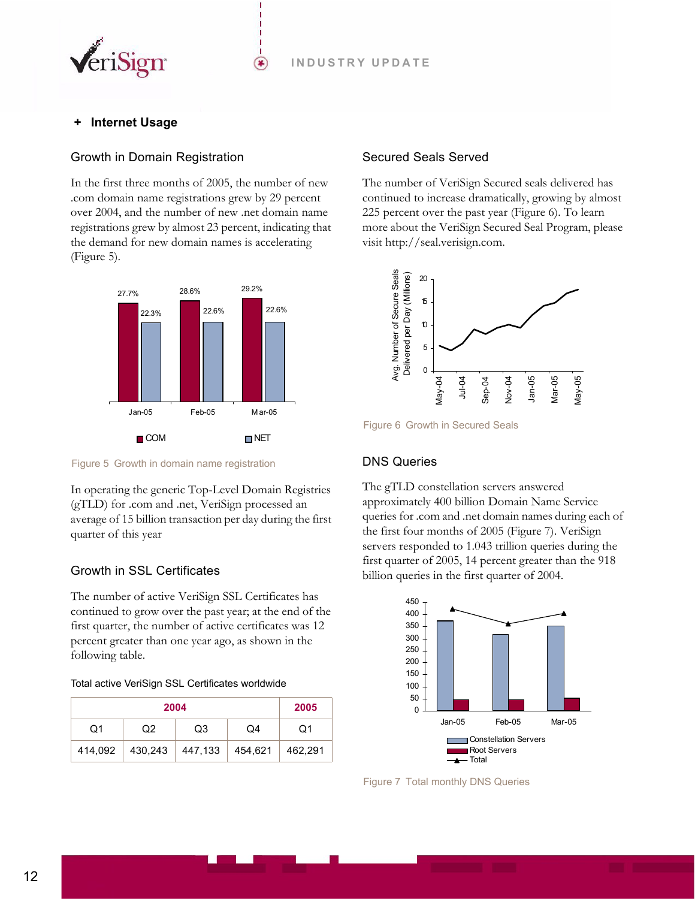## + Internet Usage

### Growth in Domain Registration

In the first three months of 2005, the number of new .com domain name registrations grew by 29 percent over 2004, and the number of new .net domain name registrations grew by almost 23 percent, indicating that the demand for new domain names is accelerating (Figure 5).

| | COM | NET |
|---|---|---|
| Jan-05 | 27.7% | 22.3% |
| Feb-05 | 28.6% | 22.6% |
| Mar-05 | 29.2% | 22.6% |

Figure 5 Growth in domain name registration

In operating the generic Top-Level Domain Registries (gTLD) for .com and .net, VeriSign processed an average of 15 billion transaction per day during the first quarter of this year

### Growth in SSL Certificates

The number of active VeriSign SSL Certificates has continued to grow over the past year; at the end of the first quarter, the number of active certificates was 12 percent greater than one year ago, as shown in the following table.

Total active VeriSign SSL Certificates worldwide

| 2004 | | | | 2005 |
|---|---|---|---|---|
| Q1 | Q2 | Q3 | Q4 | Q1 |
| 414,092 | 430,243 | 447,133 | 454,621 | 462,291 |

### Secured Seals Served

The number of VeriSign Secured seals delivered has continued to increase dramatically, growing by almost 225 percent over the past year (Figure 6). To learn more about the VeriSign Secured Seal Program, please visit http://seal.verisign.com.

Figure 6 Growth in Secured Seals

### DNS Queries

The gTLD constellation servers answered approximately 400 billion Domain Name Service queries for .com and .net domain names during each of the first four months of 2005 (Figure 7). VeriSign servers responded to 1.043 trillion queries during the first quarter of 2005, 14 percent greater than the 918 billion queries in the first quarter of 2004.

Figure 7 Total monthly DNS Queries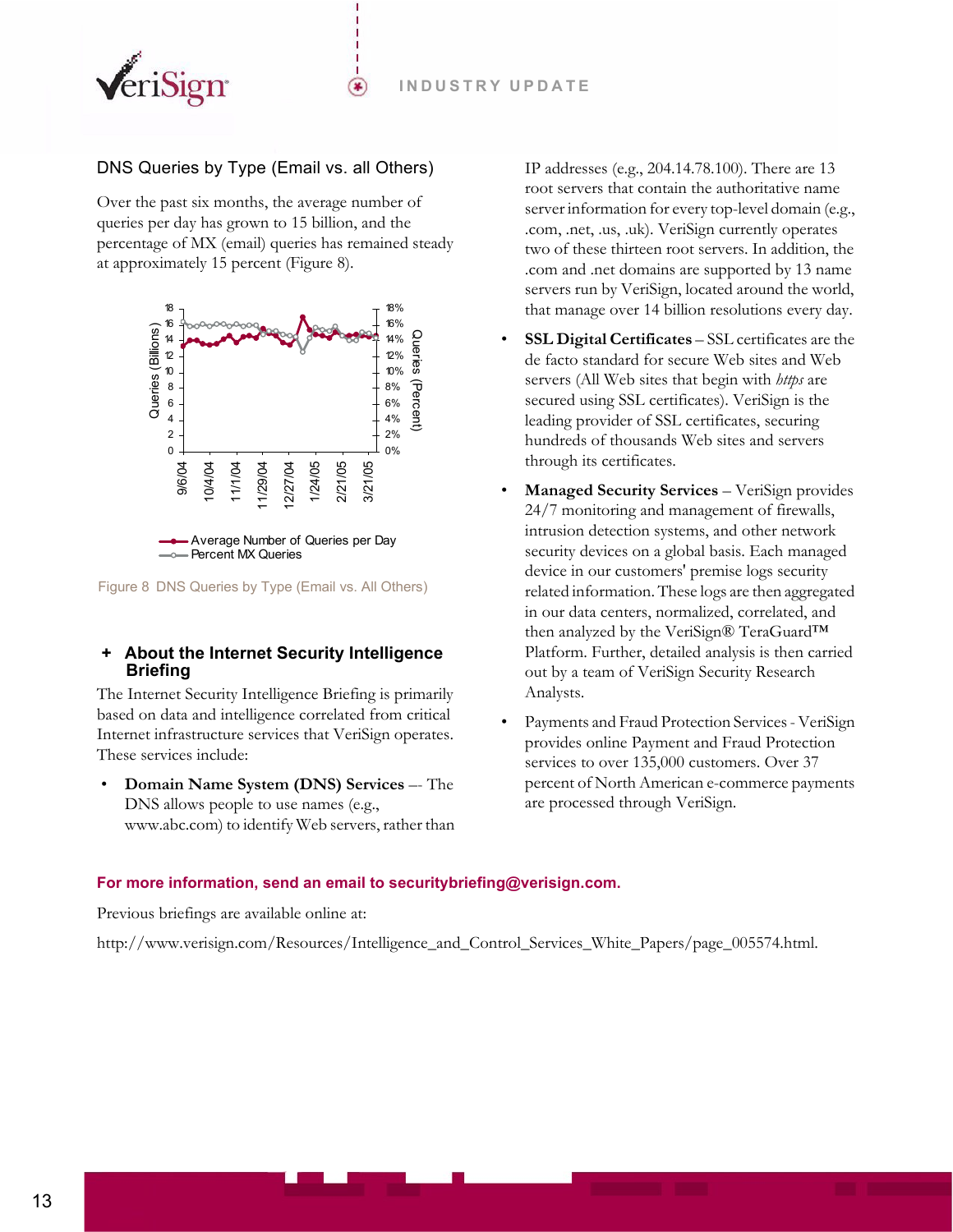## DNS Queries by Type (Email vs. all Others)

Over the past six months, the average number of queries per day has grown to 15 billion, and the percentage of MX (email) queries has remained steady at approximately 15 percent (Figure 8).

Queries (Billions)

18
16
14
12
10
8
6
4
2
0

Queries (Percent)

18%
16%
14%
12%
10%
8%
6%
4%
2%
0%

9/6/04
10/4/04
11/1/04
11/29/04
12/27/04
1/24/05
2/21/05
3/21/05

Average Number of Queries per Day
Percent MX Queries

Figure 8 DNS Queries by Type (Email vs. All Others)

### + About the Internet Security Intelligence Briefing

The Internet Security Intelligence Briefing is primarily based on data and intelligence correlated from critical Internet infrastructure services that VeriSign operates. These services include:

- **Domain Name System (DNS) Services** –- The DNS allows people to use names (e.g., www.abc.com) to identify Web servers, rather than IP addresses (e.g., 204.14.78.100). There are 13 root servers that contain the authoritative name server information for every top-level domain (e.g., .com, .net, .us, .uk). VeriSign currently operates two of these thirteen root servers. In addition, the .com and .net domains are supported by 13 name servers run by VeriSign, located around the world, that manage over 14 billion resolutions every day.
- **SSL Digital Certificates** – SSL certificates are the de facto standard for secure Web sites and Web servers (All Web sites that begin with *https* are secured using SSL certificates). VeriSign is the leading provider of SSL certificates, securing hundreds of thousands Web sites and servers through its certificates.
- **Managed Security Services** – VeriSign provides 24/7 monitoring and management of firewalls, intrusion detection systems, and other network security devices on a global basis. Each managed device in our customers' premise logs security related information. These logs are then aggregated in our data centers, normalized, correlated, and then analyzed by the VeriSign® TeraGuard™ Platform. Further, detailed analysis is then carried out by a team of VeriSign Security Research Analysts.
- Payments and Fraud Protection Services - VeriSign provides online Payment and Fraud Protection services to over 135,000 customers. Over 37 percent of North American e-commerce payments are processed through VeriSign.

**For more information, send an email to securitybriefing@verisign.com.**

Previous briefings are available online at:

http://www.verisign.com/Resources/Intelligence_and_Control_Services_White_Papers/page_005574.html.